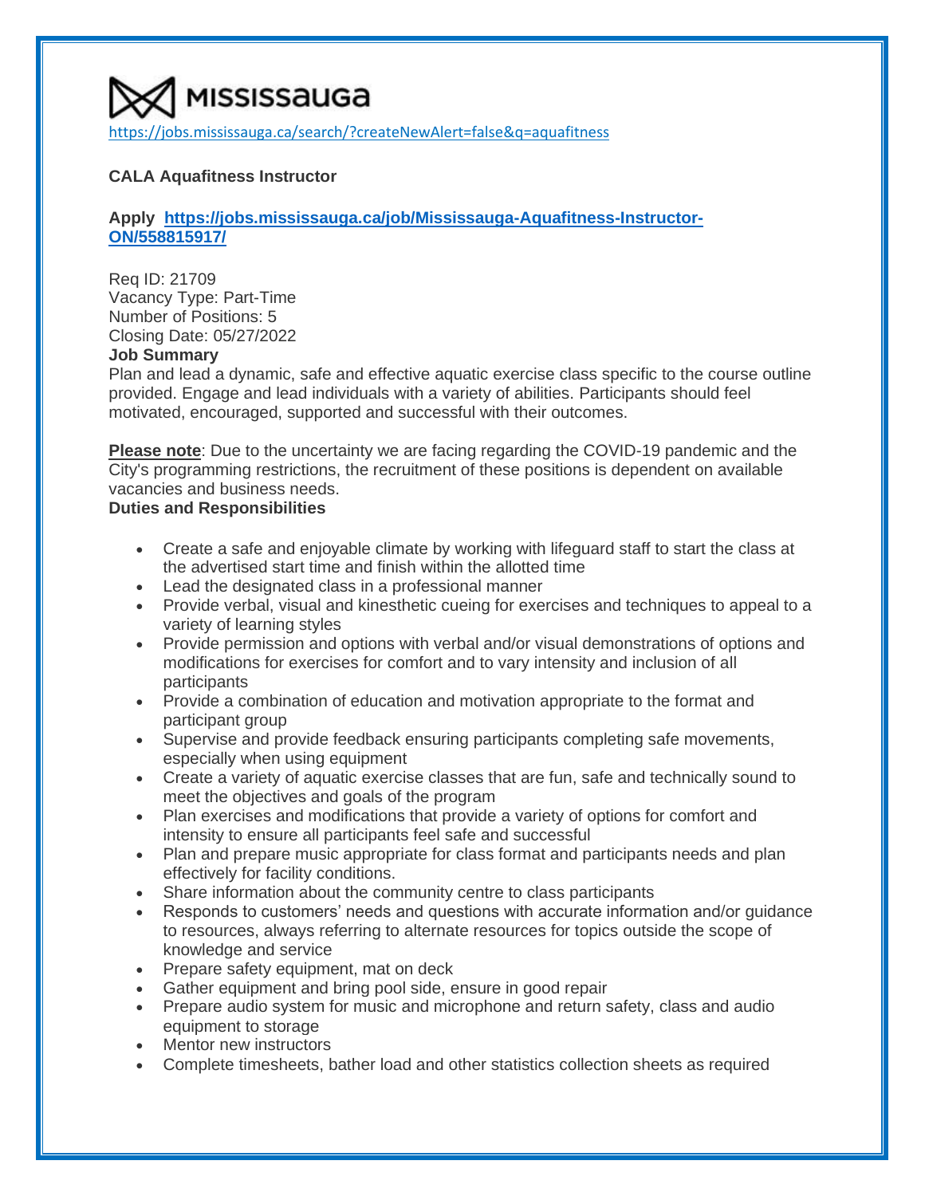MISSISSAUGA

https://jobs.mississauga.ca/search/?createNewAlert=false&q=aquafitness

**CALA Aquafitness Instructor**

**Apply [https://jobs.mississauga.ca/job/Mississauga-Aquafitness-Instructor-ON/558815917/](https://jobs.mississauga.ca/job/Mississauga-Aquafitness-Instructor-ON/558815917/)**

Req ID: 21709
Vacancy Type: Part-Time
Number of Positions: 5
Closing Date: 05/27/2022

**Job Summary**

Plan and lead a dynamic, safe and effective aquatic exercise class specific to the course outline provided. Engage and lead individuals with a variety of abilities. Participants should feel motivated, encouraged, supported and successful with their outcomes.

**Please note**: Due to the uncertainty we are facing regarding the COVID-19 pandemic and the City's programming restrictions, the recruitment of these positions is dependent on available vacancies and business needs.

**Duties and Responsibilities**

- Create a safe and enjoyable climate by working with lifeguard staff to start the class at the advertised start time and finish within the allotted time
- Lead the designated class in a professional manner
- Provide verbal, visual and kinesthetic cueing for exercises and techniques to appeal to a variety of learning styles
- Provide permission and options with verbal and/or visual demonstrations of options and modifications for exercises for comfort and to vary intensity and inclusion of all participants
- Provide a combination of education and motivation appropriate to the format and participant group
- Supervise and provide feedback ensuring participants completing safe movements, especially when using equipment
- Create a variety of aquatic exercise classes that are fun, safe and technically sound to meet the objectives and goals of the program
- Plan exercises and modifications that provide a variety of options for comfort and intensity to ensure all participants feel safe and successful
- Plan and prepare music appropriate for class format and participants needs and plan effectively for facility conditions.
- Share information about the community centre to class participants
- Responds to customers' needs and questions with accurate information and/or guidance to resources, always referring to alternate resources for topics outside the scope of knowledge and service
- Prepare safety equipment, mat on deck
- Gather equipment and bring pool side, ensure in good repair
- Prepare audio system for music and microphone and return safety, class and audio equipment to storage
- Mentor new instructors
- Complete timesheets, bather load and other statistics collection sheets as required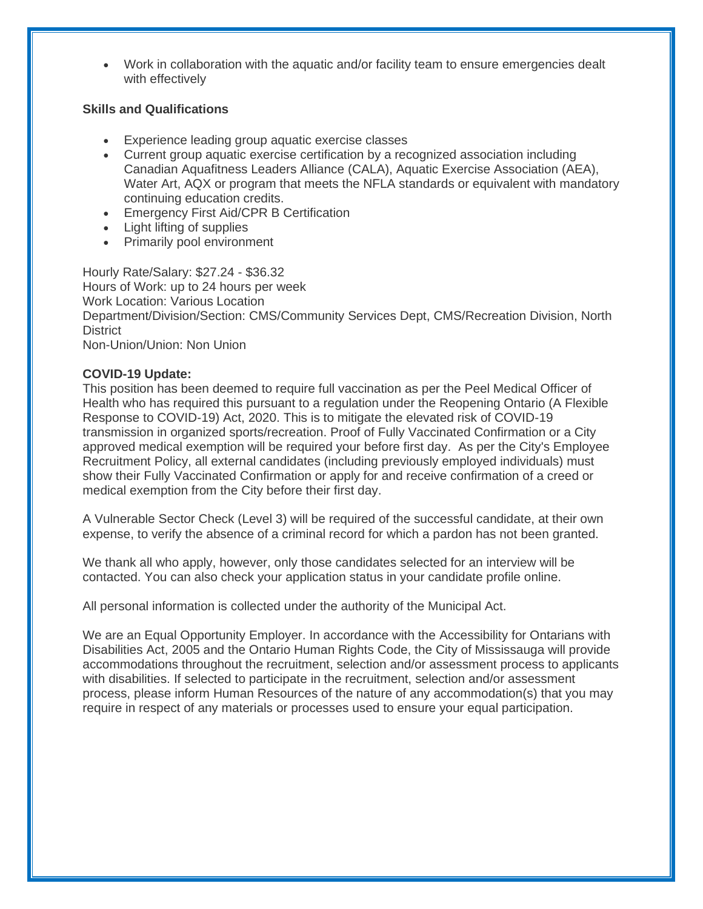- Work in collaboration with the aquatic and/or facility team to ensure emergencies dealt with effectively

**Skills and Qualifications**

- Experience leading group aquatic exercise classes
- Current group aquatic exercise certification by a recognized association including Canadian Aquafitness Leaders Alliance (CALA), Aquatic Exercise Association (AEA), Water Art, AQX or program that meets the NFLA standards or equivalent with mandatory continuing education credits.
- Emergency First Aid/CPR B Certification
- Light lifting of supplies
- Primarily pool environment

Hourly Rate/Salary: $27.24 - $36.32
Hours of Work: up to 24 hours per week
Work Location: Various Location
Department/Division/Section: CMS/Community Services Dept, CMS/Recreation Division, North District
Non-Union/Union: Non Union

**COVID-19 Update:**
This position has been deemed to require full vaccination as per the Peel Medical Officer of Health who has required this pursuant to a regulation under the Reopening Ontario (A Flexible Response to COVID-19) Act, 2020. This is to mitigate the elevated risk of COVID-19 transmission in organized sports/recreation. Proof of Fully Vaccinated Confirmation or a City approved medical exemption will be required your before first day. As per the City's Employee Recruitment Policy, all external candidates (including previously employed individuals) must show their Fully Vaccinated Confirmation or apply for and receive confirmation of a creed or medical exemption from the City before their first day.

A Vulnerable Sector Check (Level 3) will be required of the successful candidate, at their own expense, to verify the absence of a criminal record for which a pardon has not been granted.

We thank all who apply, however, only those candidates selected for an interview will be contacted. You can also check your application status in your candidate profile online.

All personal information is collected under the authority of the Municipal Act.

We are an Equal Opportunity Employer. In accordance with the Accessibility for Ontarians with Disabilities Act, 2005 and the Ontario Human Rights Code, the City of Mississauga will provide accommodations throughout the recruitment, selection and/or assessment process to applicants with disabilities. If selected to participate in the recruitment, selection and/or assessment process, please inform Human Resources of the nature of any accommodation(s) that you may require in respect of any materials or processes used to ensure your equal participation.